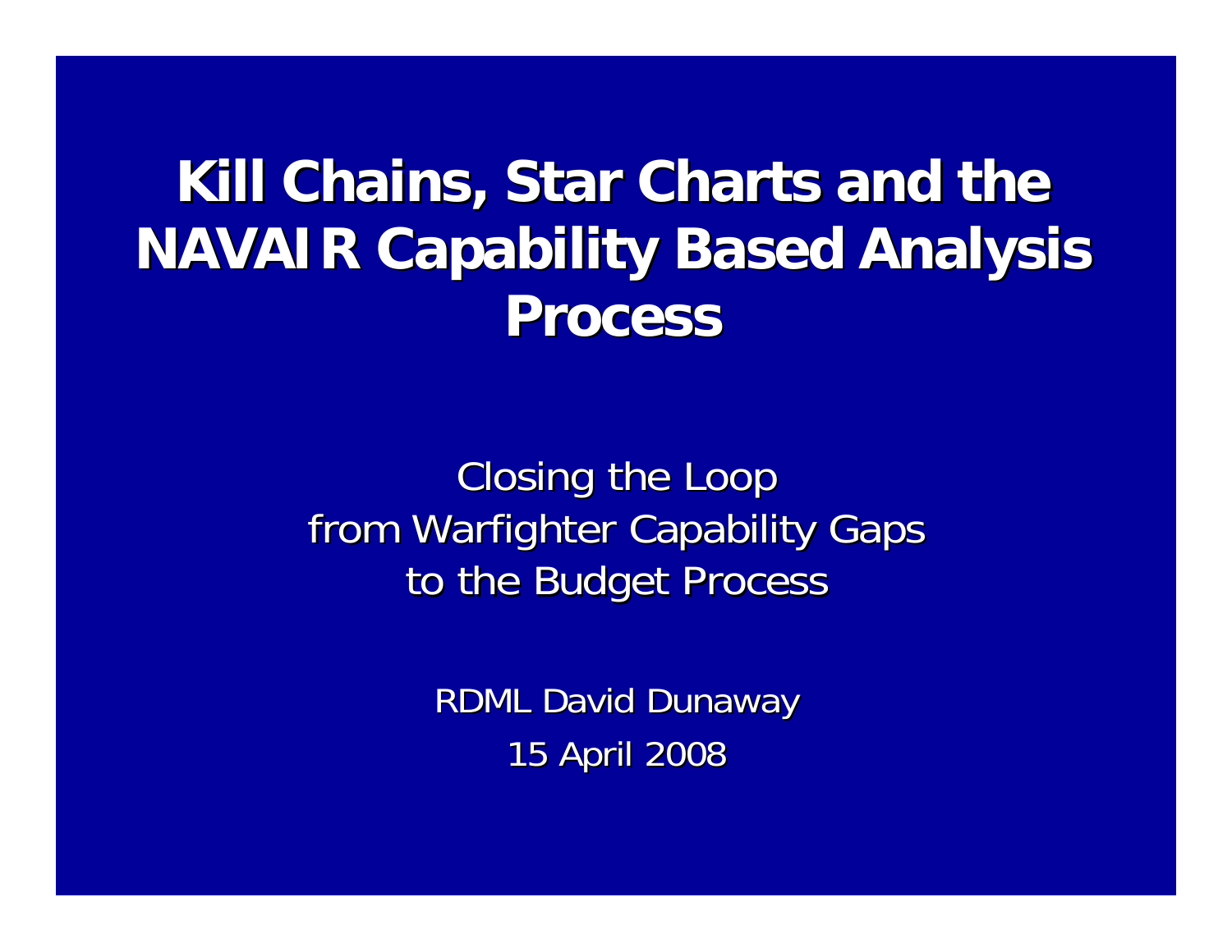# Kill Chains, Star Charts and the NAVAIR Capability Based Analysis Process

Closing the Loop
from Warfighter Capability Gaps
to the Budget Process

RDML David Dunaway
15 April 2008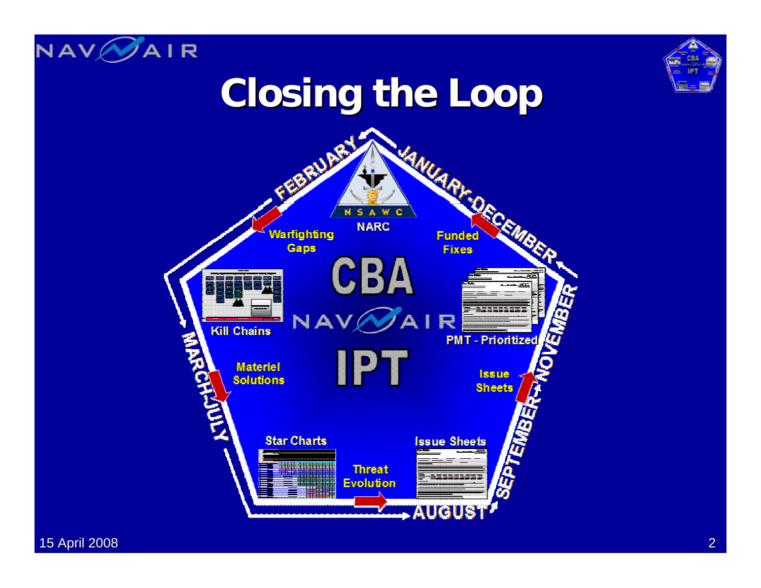# Closing the Loop

NARC

CBA

NAVAIR

IPT

FEBRUARY

JANUARY-DECEMBER

Warfighting Gaps

Funded Fixes

Kill Chains

PMT - Prioritized

MARCH-JULY

NOVEMBER

Materiel Solutions

Issue Sheets

Star Charts

Issue Sheets

Threat Evolution

SEPTEMBER

AUGUST

15 April 2008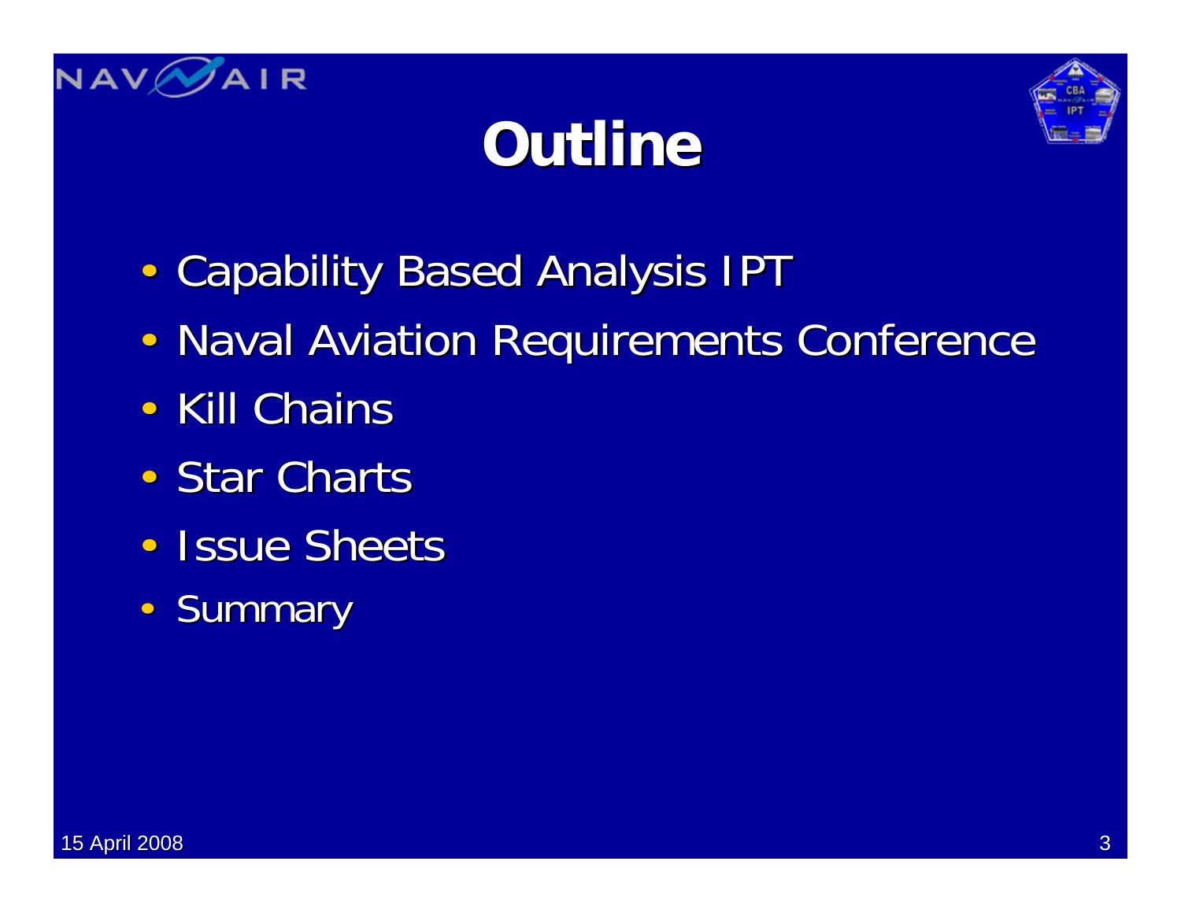# Outline

- Capability Based Analysis IPT
- Naval Aviation Requirements Conference
- Kill Chains
- Star Charts
- Issue Sheets
- Summary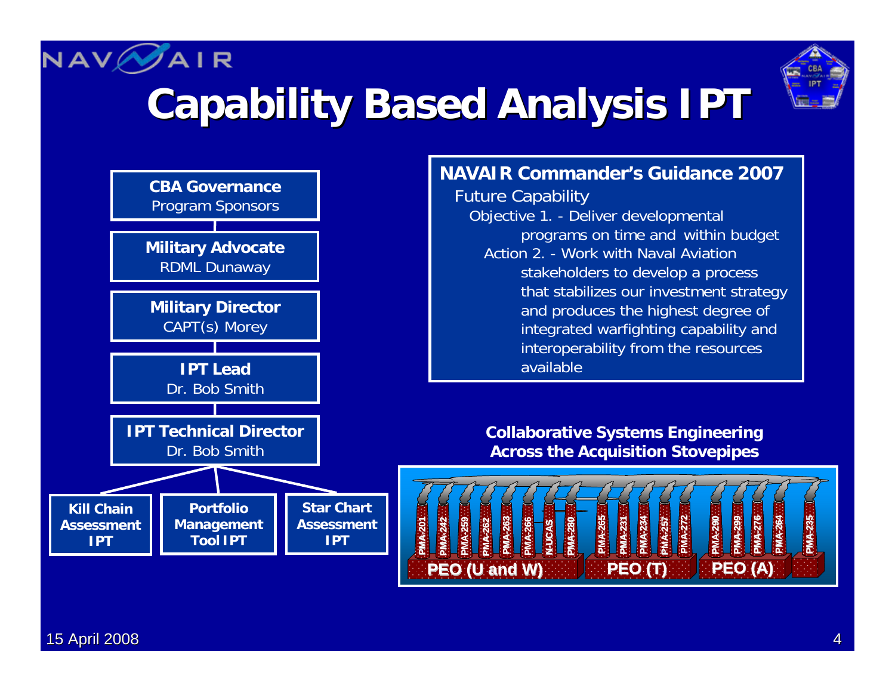# Capability Based Analysis IPT

**CBA Governance**
Program Sponsors

**Military Advocate**
RDML Dunaway

**Military Director**
CAPT(s) Morey

**IPT Lead**
Dr. Bob Smith

**IPT Technical Director**
Dr. Bob Smith

- **Kill Chain Assessment IPT**
- **Portfolio Management Tool IPT**
- **Star Chart Assessment IPT**

**NAVAIR Commander's Guidance 2007**

Future Capability

Objective 1. - Deliver developmental programs on time and within budget

Action 2. - Work with Naval Aviation stakeholders to develop a process that stabilizes our investment strategy and produces the highest degree of integrated warfighting capability and interoperability from the resources available

**Collaborative Systems Engineering Across the Acquisition Stovepipes**

PMA-201, PMA-242, PMA-259, PMA-262, PMA-263, PMA-266, N-UCAS, PMA-280 — **PEO (U and W)**

PMA-265, PMA-231, PMA-234, PMA-257, PMA-272 — **PEO (T)**

PMA-290, PMA-299, PMA-276, PMA-264 — **PEO (A)**

PMA-235

15 April 2008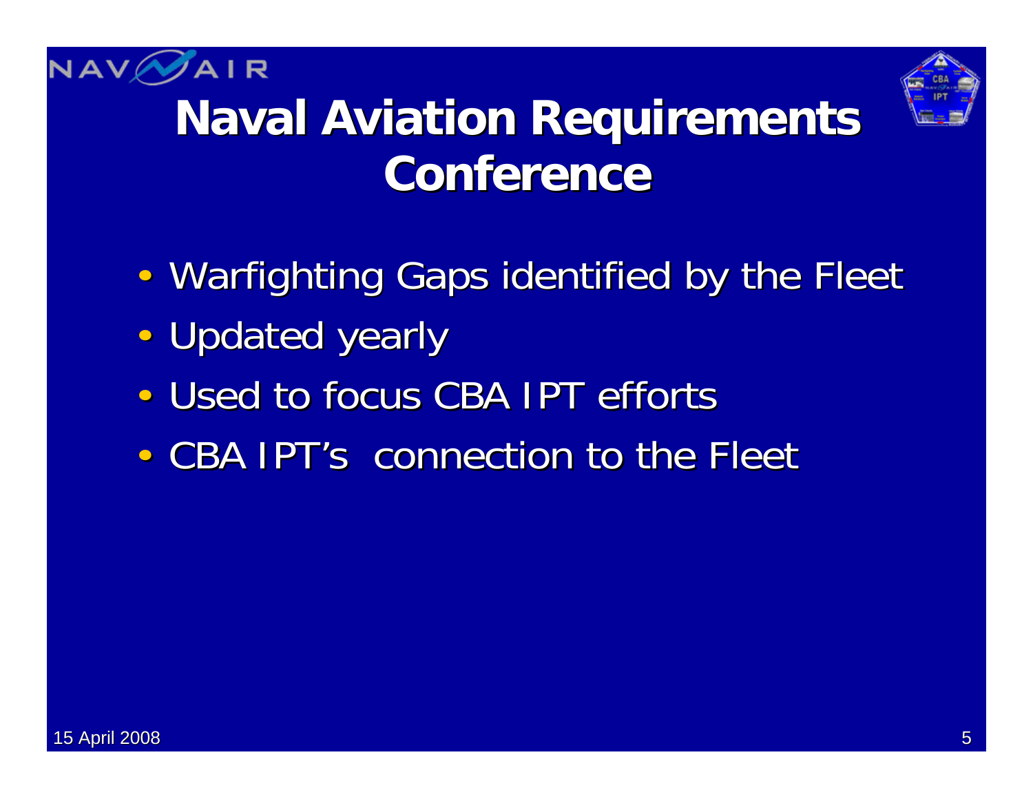# Naval Aviation Requirements Conference

- Warfighting Gaps identified by the Fleet
- Updated yearly
- Used to focus CBA IPT efforts
- CBA IPT's connection to the Fleet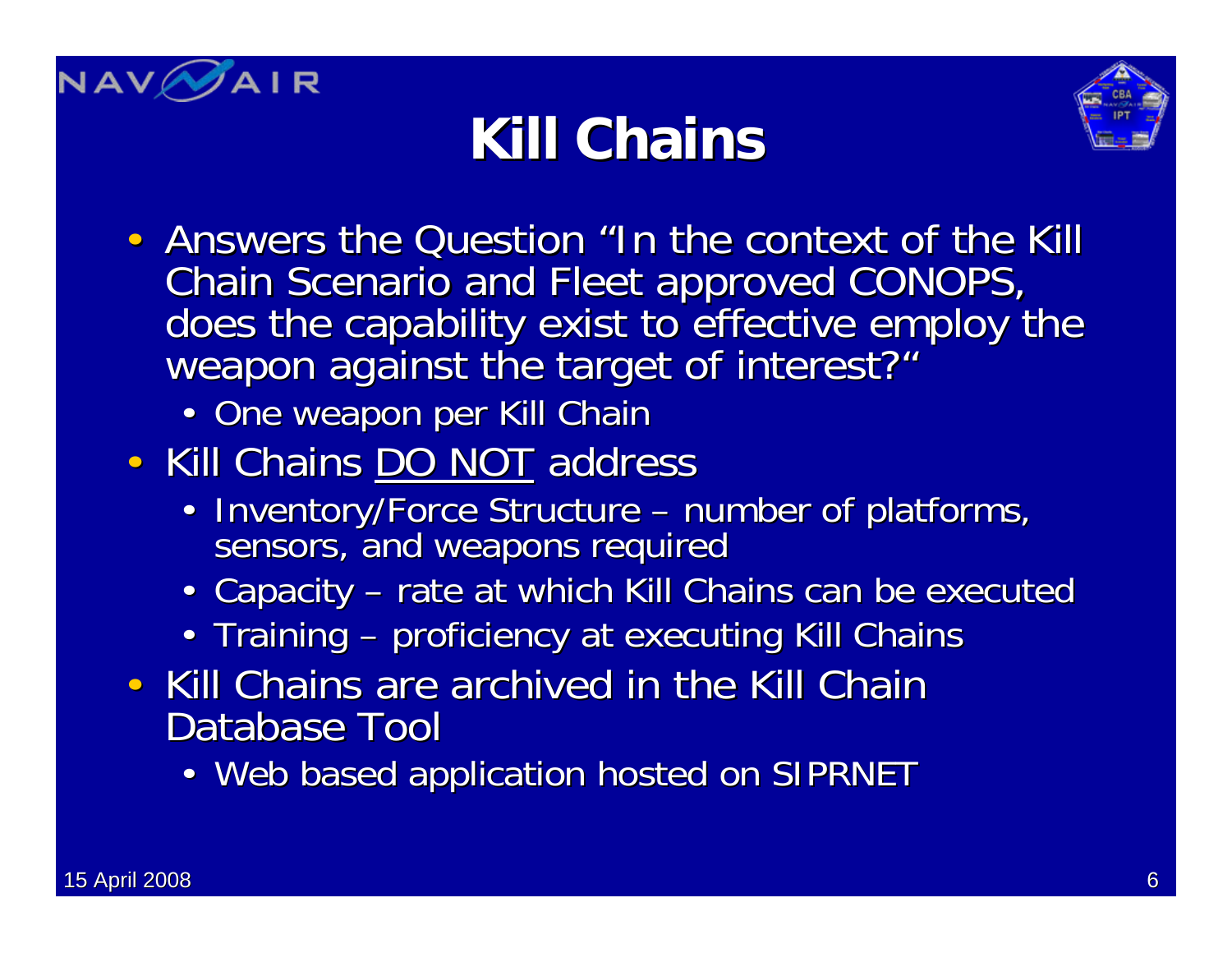# Kill Chains

- Answers the Question "In the context of the Kill Chain Scenario and Fleet approved CONOPS, does the capability exist to effective employ the weapon against the target of interest?"
  - One weapon per Kill Chain
- Kill Chains <u>DO NOT</u> address
  - Inventory/Force Structure – number of platforms, sensors, and weapons required
  - Capacity – rate at which Kill Chains can be executed
  - Training – proficiency at executing Kill Chains
- Kill Chains are archived in the Kill Chain Database Tool
  - Web based application hosted on SIPRNET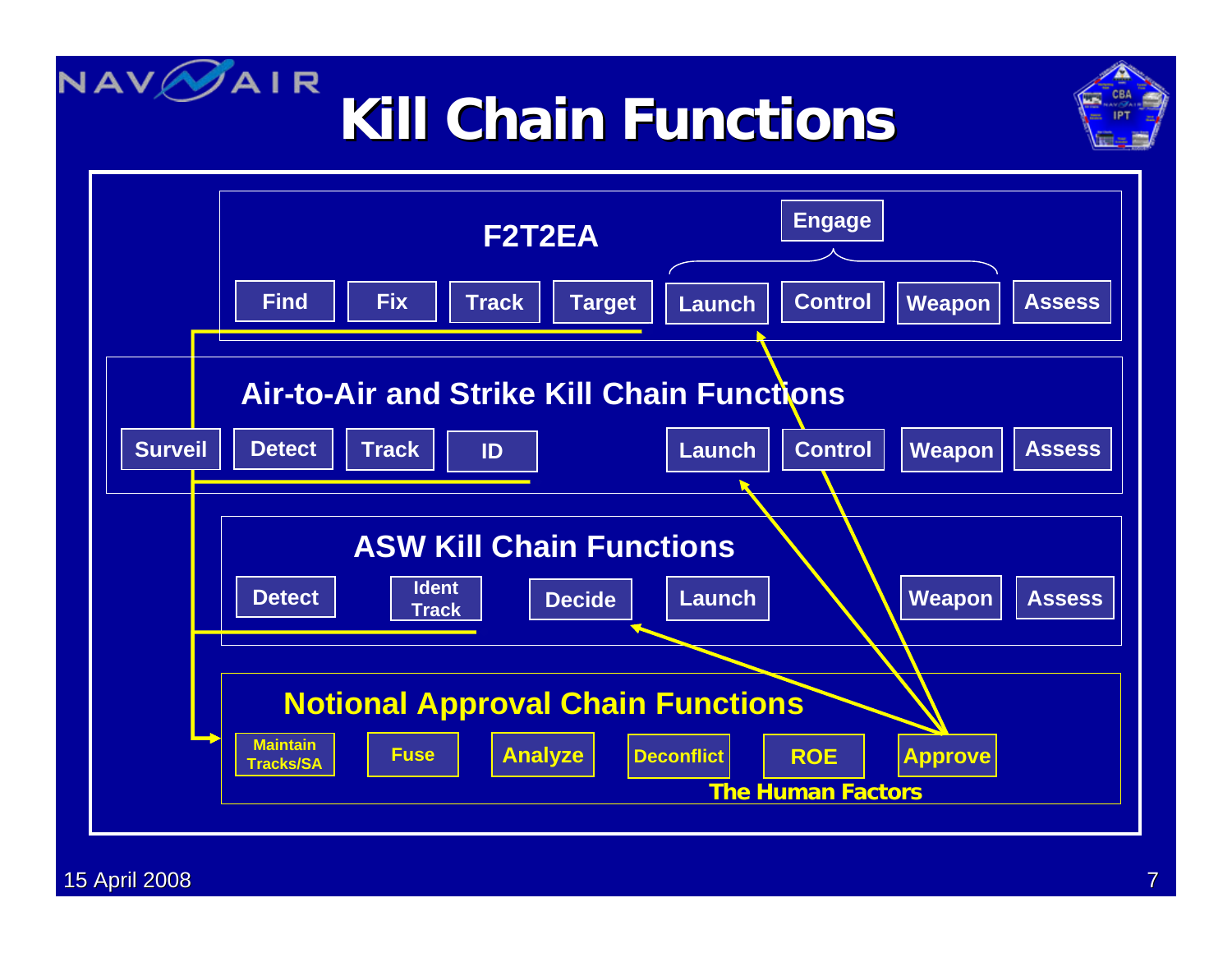# Kill Chain Functions

## F2T2EA

Engage

Find | Fix | Track | Target | Launch | Control | Weapon | Assess

## Air-to-Air and Strike Kill Chain Functions

Surveil | Detect | Track | ID | Launch | Control | Weapon | Assess

## ASW Kill Chain Functions

Detect | Ident Track | Decide | Launch | Weapon | Assess

## Notional Approval Chain Functions

Maintain Tracks/SA | Fuse | Analyze | Deconflict | ROE | Approve

**The Human Factors**

15 April 2008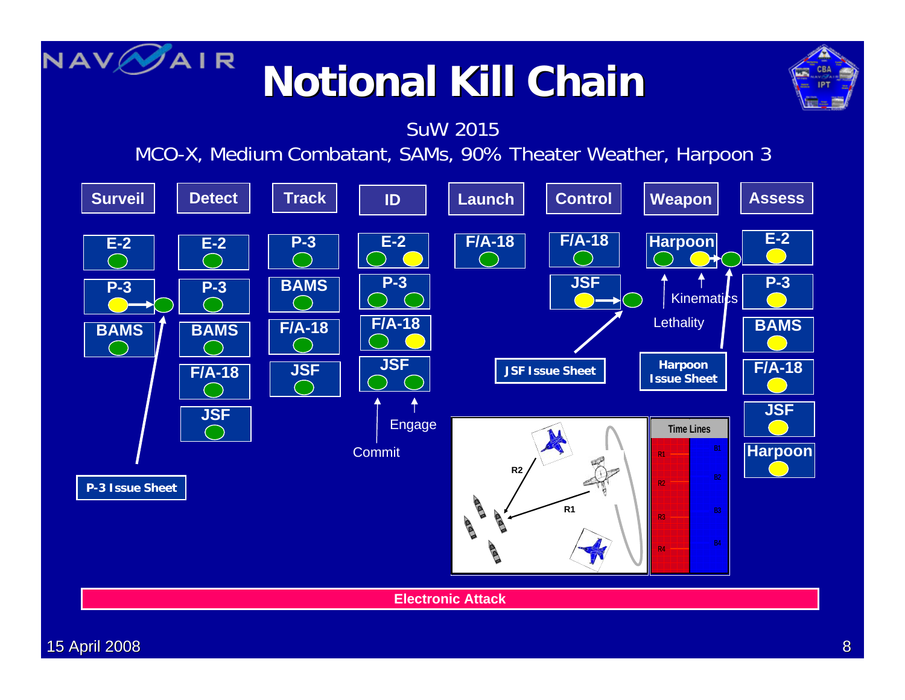# Notional Kill Chain

SuW 2015

MCO-X, Medium Combatant, SAMs, 90% Theater Weather, Harpoon 3

| Surveil | Detect | Track | ID | Launch | Control | Weapon | Assess |
|---|---|---|---|---|---|---|---|
| E-2 | E-2 | P-3 | E-2 | F/A-18 | F/A-18 | Harpoon | E-2 |
| P-3 | P-3 | BAMS | P-3 | | JSF | | P-3 |
| BAMS | BAMS | F/A-18 | F/A-18 | | | | BAMS |
| | F/A-18 | JSF | JSF | | | | F/A-18 |
| | JSF | | | | | | JSF |
| | | | | | | | Harpoon |

P-3 Issue Sheet

Commit

Engage

JSF Issue Sheet

Lethality

Kinematics

Harpoon Issue Sheet

R1

R2

Time Lines

R1 R2 R3 R4

B1 B2 B3 B4

Electronic Attack

15 April 2008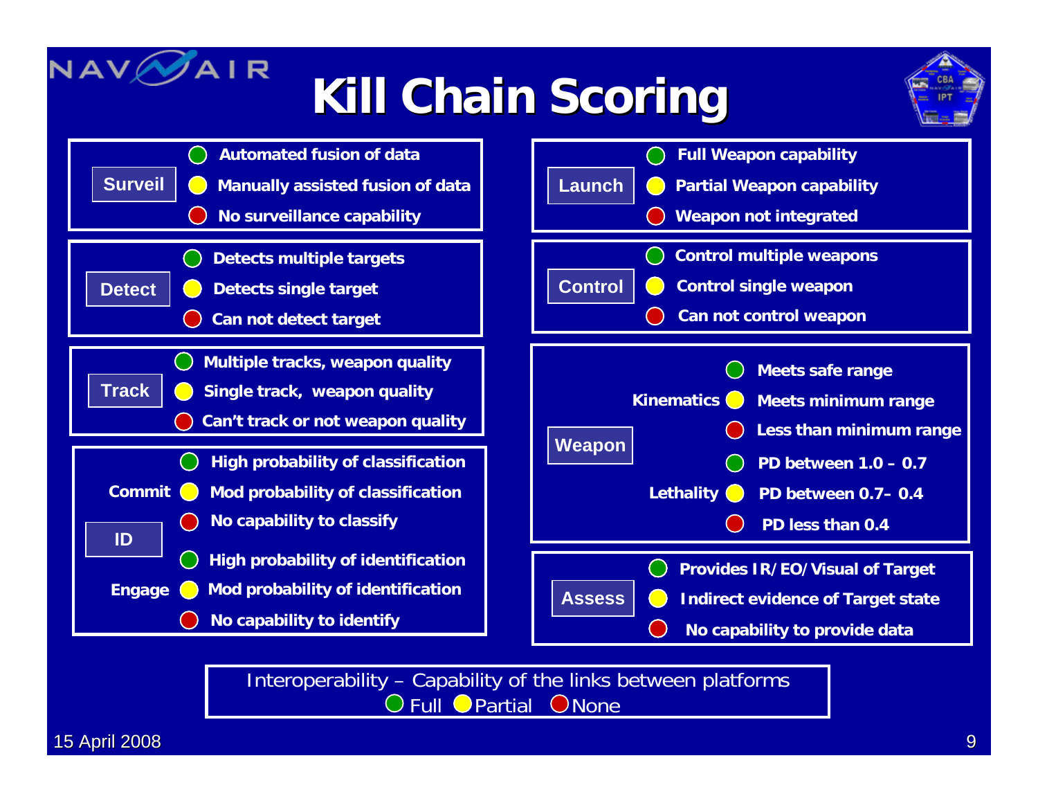# Kill Chain Scoring

| Phase | Sub-criterion | Green | Yellow | Red |
|---|---|---|---|---|
| Surveil | | Automated fusion of data | Manually assisted fusion of data | No surveillance capability |
| Detect | | Detects multiple targets | Detects single target | Can not detect target |
| Track | | Multiple tracks, weapon quality | Single track, weapon quality | Can't track or not weapon quality |
| ID | Commit | High probability of classification | Mod probability of classification | No capability to classify |
| ID | Engage | High probability of identification | Mod probability of identification | No capability to identify |
| Launch | | Full Weapon capability | Partial Weapon capability | Weapon not integrated |
| Control | | Control multiple weapons | Control single weapon | Can not control weapon |
| Weapon | Kinematics | Meets safe range | Meets minimum range | Less than minimum range |
| Weapon | Lethality | PD between 1.0 – 0.7 | PD between 0.7– 0.4 | PD less than 0.4 |
| Assess | | Provides IR/EO/Visual of Target | Indirect evidence of Target state | No capability to provide data |

Interoperability – Capability of the links between platforms
Full (green) | Partial (yellow) | None (red)

15 April 2008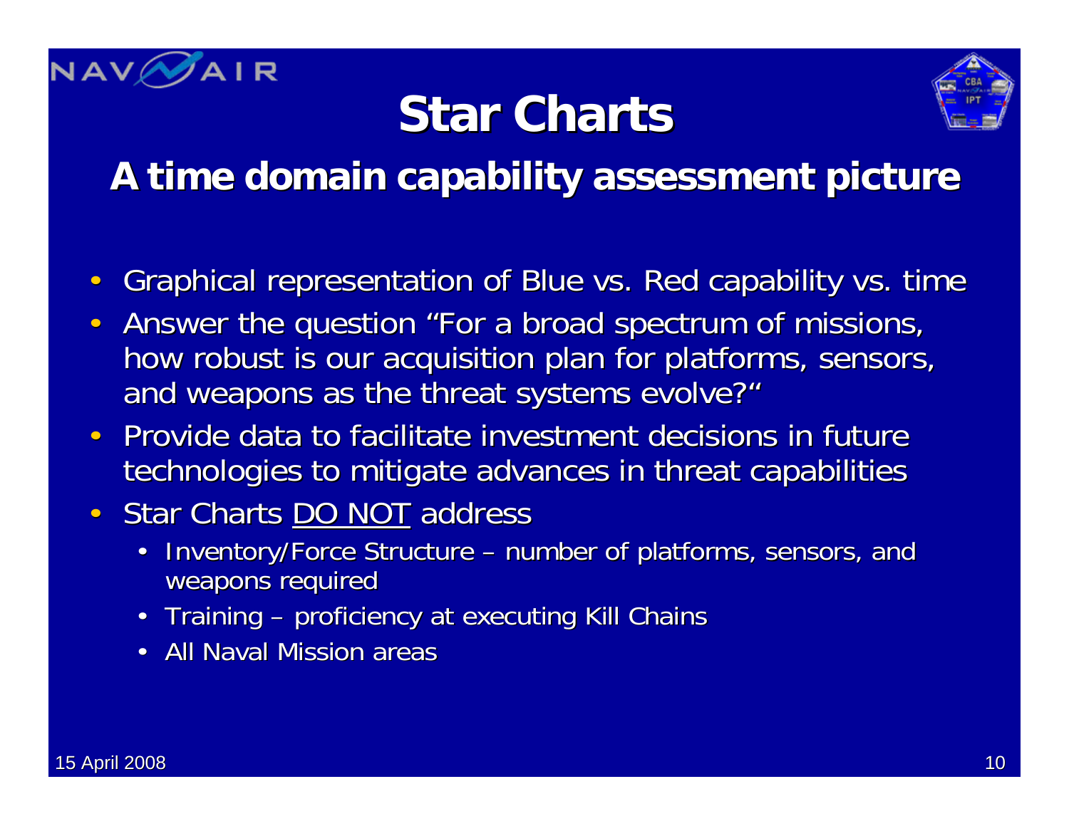# Star Charts

## A time domain capability assessment picture

- Graphical representation of Blue vs. Red capability vs. time
- Answer the question "For a broad spectrum of missions, how robust is our acquisition plan for platforms, sensors, and weapons as the threat systems evolve?"
- Provide data to facilitate investment decisions in future technologies to mitigate advances in threat capabilities
- Star Charts <u>DO NOT</u> address
  - Inventory/Force Structure – number of platforms, sensors, and weapons required
  - Training – proficiency at executing Kill Chains
  - All Naval Mission areas

15 April 2008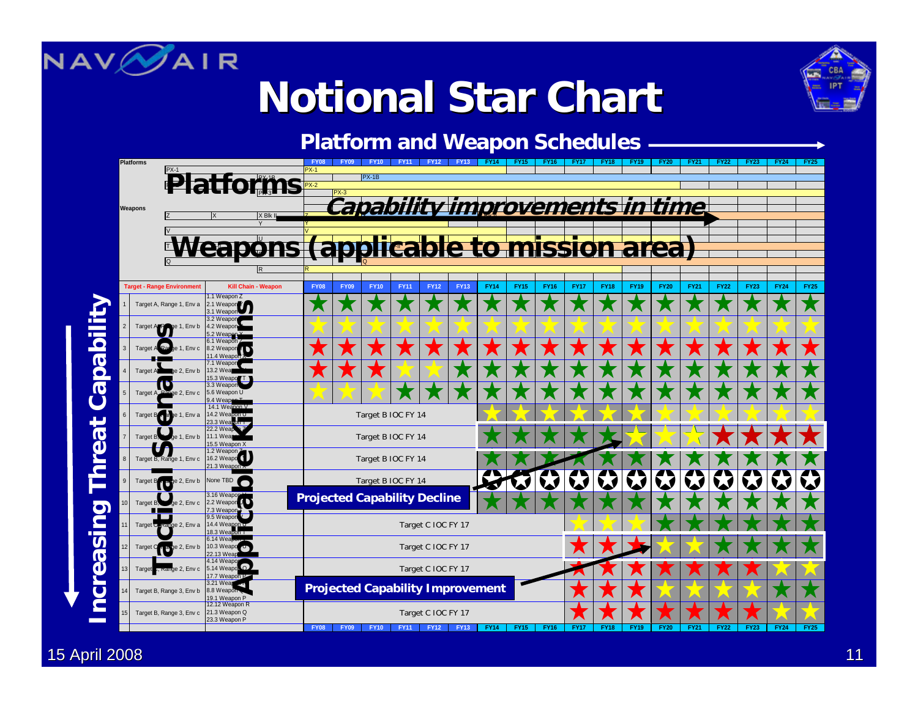# Notional Star Chart

## Platform and Weapon Schedules

**Platforms**

**Capability improvements in time**

**Weapons (applicable to mission area)**

| | Target - Range Environment | Kill Chain - Weapon | FY08 | FY09 | FY10 | FY11 | FY12 | FY13 | FY14 | FY15 | FY16 | FY17 | FY18 | FY19 | FY20 | FY21 | FY22 | FY23 | FY24 | FY25 |
|---|---|---|---|---|---|---|---|---|---|---|---|---|---|---|---|---|---|---|---|---|
| 1 | Target A, Range 1, Env a | 1.1 Weapon Z, 2.1 Weapon, 3.1 Weapon | | | | | | | | | | | | | | | | | | |
| 2 | Target A, Range 1, Env b | 3.2 Weapon, 4.2 Weapon, 5.2 Weapon | | | | | | | | | | | | | | | | | | |
| 3 | Target A, Range 1, Env c | 6.1 Weapon U, 8.2 Weapon, 11.4 Weapon X | | | | | | | | | | | | | | | | | | |
| 4 | Target A, Range 2, Env b | 7.1 Weapon, 13.2 Weapon, 15.3 Weapon T | | | | | | | | | | | | | | | | | | |
| 5 | Target A, Range 2, Env c | 3.3 Weapon, 5.6 Weapon U, 9.4 Weapon T | | | | | | | | | | | | | | | | | | |
| 6 | Target B, Range 1, Env a | 14.1 Weapon V, 14.2 Weapon U, 23.3 Weapon T | Target B IOC FY 14 | | | | | | | | | | | | | | | | | |
| 7 | Target B, Range 1, Env b | 22.2 Weapon, 11.1 Weapon, 15.5 Weapon X | Target B IOC FY 14 | | | | | | | | | | | | | | | | | |
| 8 | Target B, Range 1, Env c | 1.2 Weapon Z, 16.2 Weapon, 21.3 Weapon X | Target B IOC FY 14 | | | | | | | | | | | | | | | | | |
| 9 | Target B, Range 2, Env b | None TBD | Target B IOC FY 14 | | | | | | | | | | | | | | | | | |
| 10 | Target B, Range 2, Env c | 3.16 Weapon, 2.2 Weapon, 7.3 Weapon | | | | | | | | | | | | | | | | | | |
| 11 | Target C, Range 2, Env a | 9.5 Weapon, 14.4 Weapon Q, 18.3 Weapon T | Target C IOC FY 17 | | | | | | | | | | | | | | | | | |
| 12 | Target C, Range 2, Env b | 6.14 Weapon, 10.3 Weapon, 22.13 Weapon | Target C IOC FY 17 | | | | | | | | | | | | | | | | | |
| 13 | Target C, Range 2, Env c | 4.14 Weapon, 5.14 Weapon Q, 17.7 Weapon P | Target C IOC FY 17 | | | | | | | | | | | | | | | | | |
| 14 | Target B, Range 3, Env b | 3.21 Weapon, 8.8 Weapon, 19.1 Weapon P | | | | | | | | | | | | | | | | | | |
| 15 | Target B, Range 3, Env c | 12.12 Weapon R, 21.3 Weapon Q, 23.3 Weapon P | Target C IOC FY 17 | | | | | | | | | | | | | | | | | |

**Tactical Scenarios**

**Applicable Kill Chains**

**Increasing Threat Capability**

**Projected Capability Decline**

**Projected Capability Improvement**

15 April 2008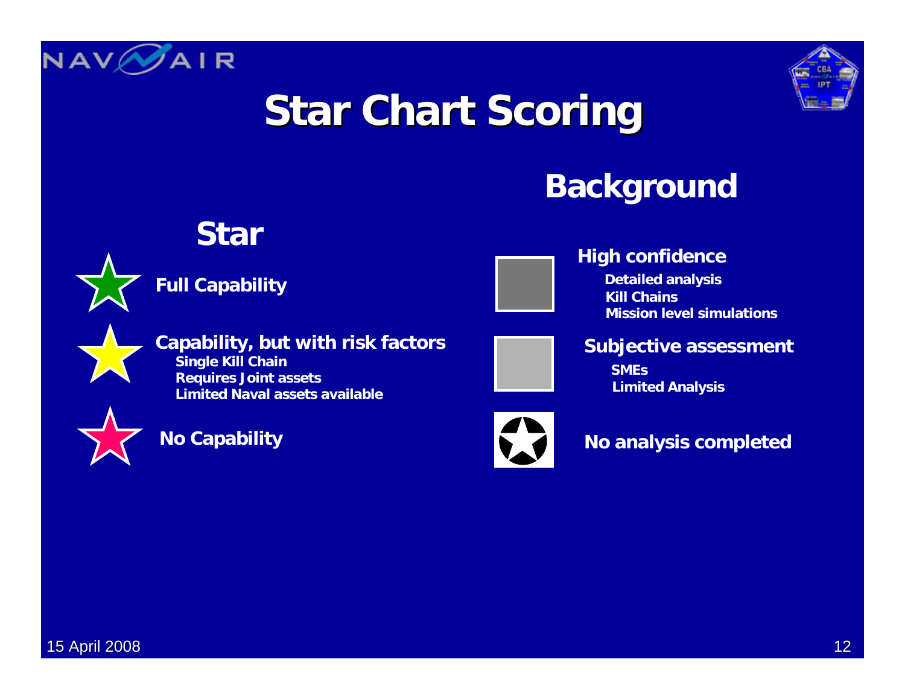# Star Chart Scoring

## Star

**Full Capability**

**Capability, but with risk factors**
- **Single Kill Chain**
- **Requires Joint assets**
- **Limited Naval assets available**

**No Capability**

## Background

**High confidence**
- **Detailed analysis**
- **Kill Chains**
- **Mission level simulations**

**Subjective assessment**
- **SMEs**
- **Limited Analysis**

**No analysis completed**

15 April 2008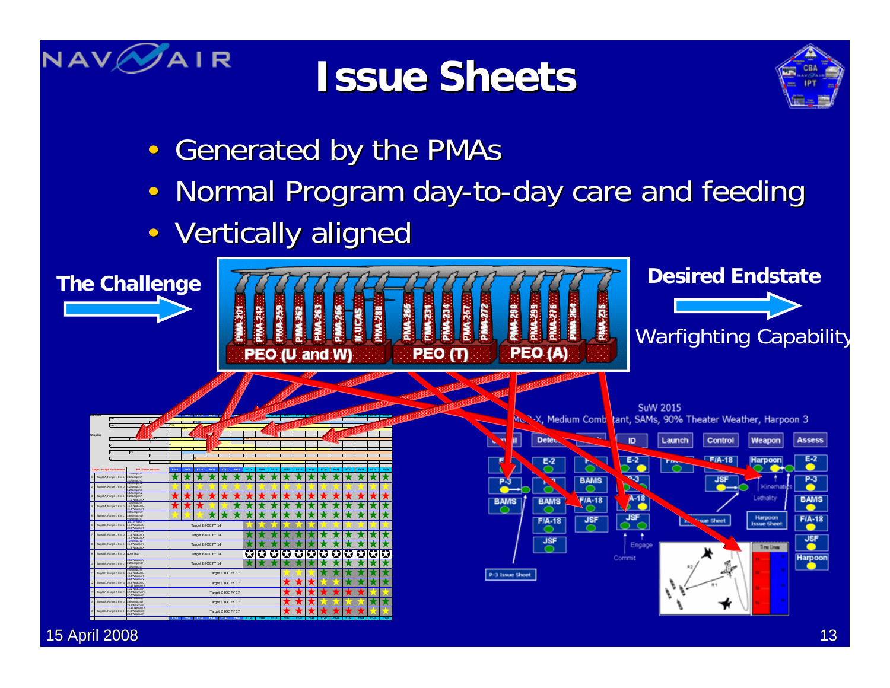# Issue Sheets

- Generated by the PMAs
- Normal Program day-to-day care and feeding
- Vertically aligned

**The Challenge**

PMA-201, PMA-242, PMA-259, PMA-262, PMA-263, PMA-266, N-UCAS, PMA-288, PMA-265, PMA-231, PMA-234, PMA-257, PMA-272, PMA-290, PMA-299, PMA-276, PMA-264, PMA-238

PEO (U and W) PEO (T) PEO (A)

**Desired Endstate**

Warfighting Capability

SuW 2015

Medium Combatant, SAMs, 90% Theater Weather, Harpoon 3

Detect, ID, Launch, Control, Weapon, Assess

E-2, P-3, BAMS, F/A-18, JSF, Harpoon

P-3 Issue Sheet

Harpoon Issue Sheet

Kinematics

Lethality

Engage

Commit

15 April 2008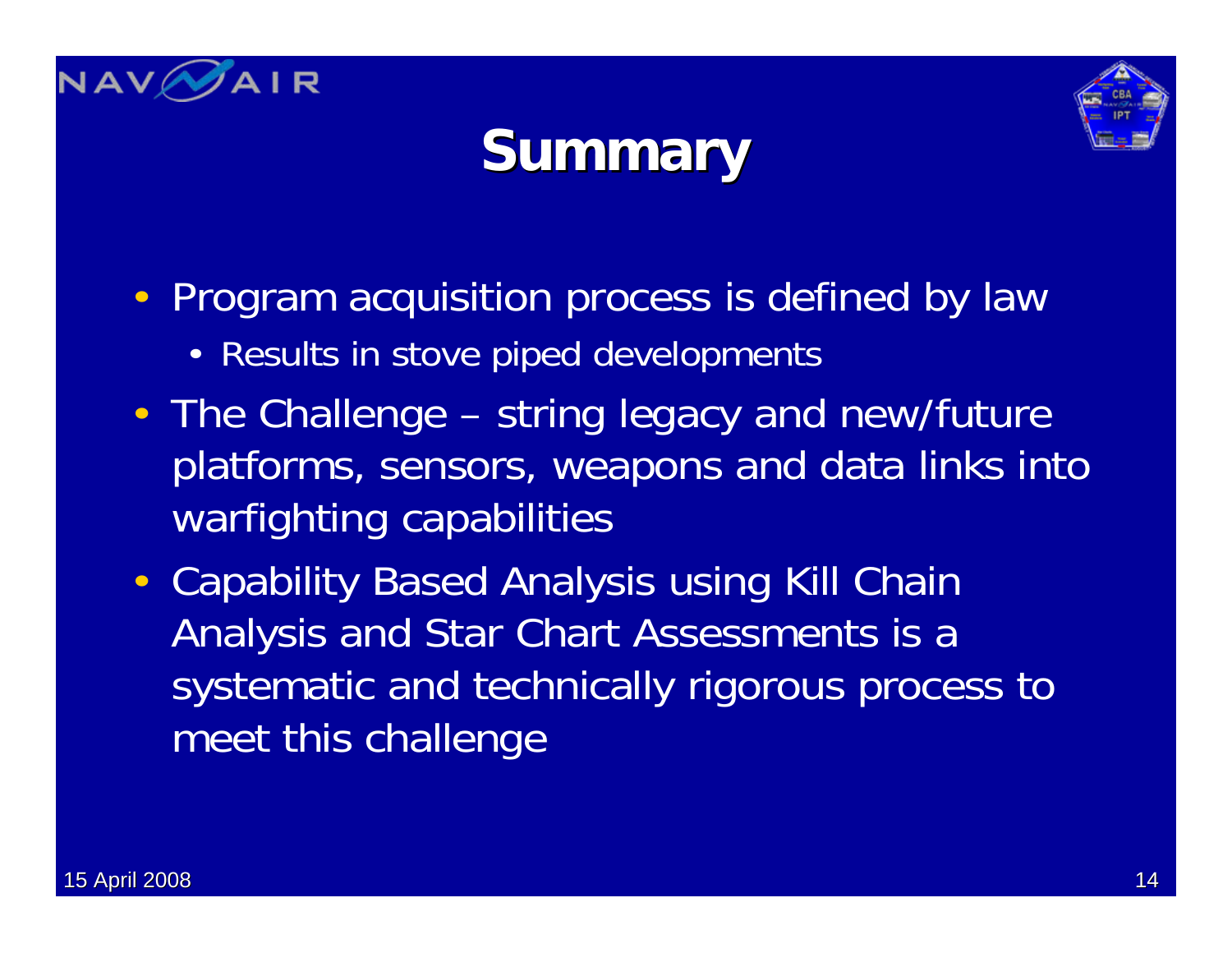# Summary

- Program acquisition process is defined by law
  - Results in stove piped developments
- The Challenge – string legacy and new/future platforms, sensors, weapons and data links into warfighting capabilities
- Capability Based Analysis using Kill Chain Analysis and Star Chart Assessments is a systematic and technically rigorous process to meet this challenge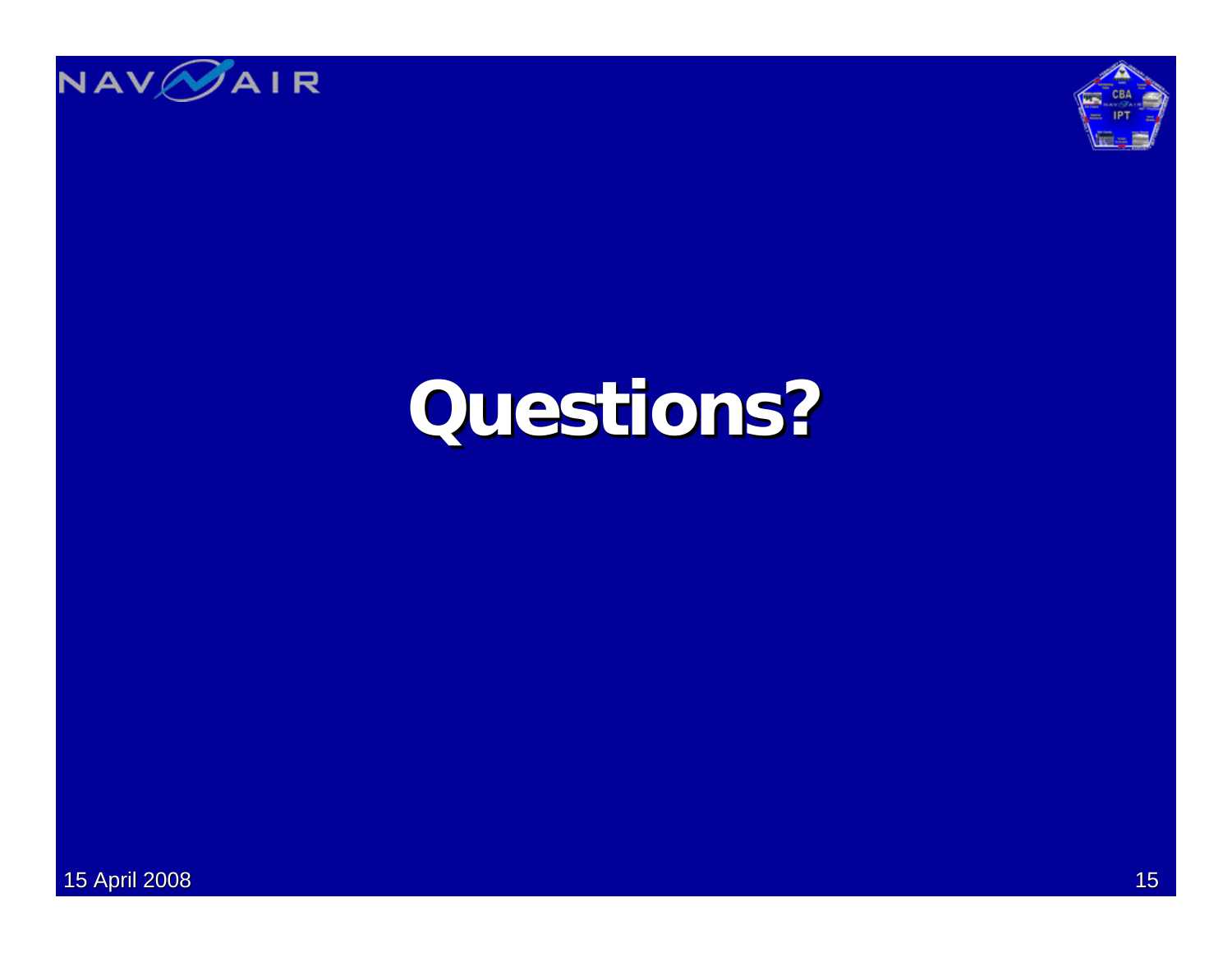# Questions?